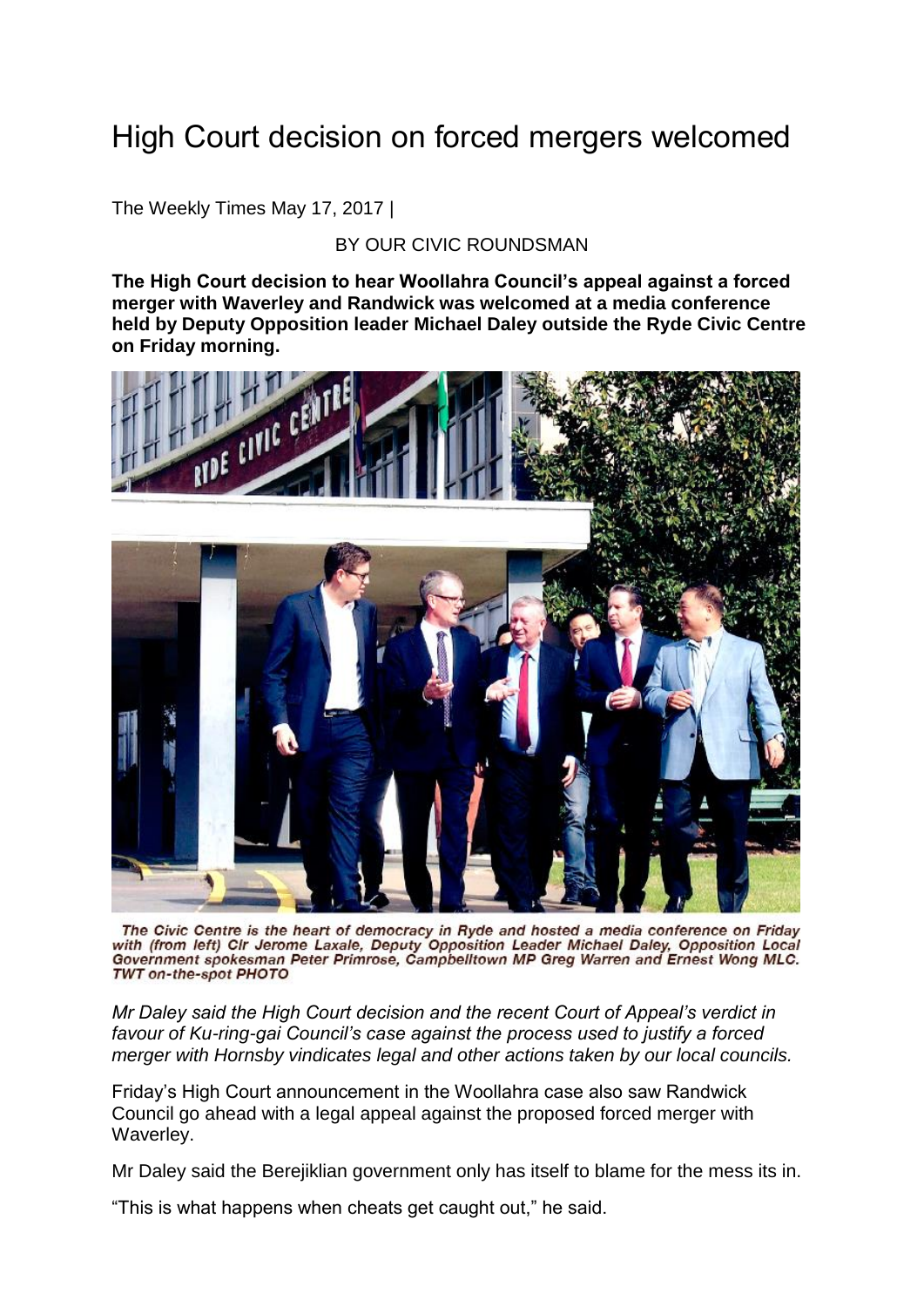# High Court decision on forced mergers welcomed

The Weekly Times May 17, 2017 |

BY OUR CIVIC ROUNDSMAN

**The High Court decision to hear Woollahra Council's appeal against a forced merger with Waverley and Randwick was welcomed at a media conference held by Deputy Opposition leader Michael Daley outside the Ryde Civic Centre on Friday morning.**

*The Civic Centre is the heart of democracy in Ryde and hosted a media conference on Friday with (from left) Clr Jerome Laxale, Deputy Opposition Leader Michael Daley, Opposition Local Government spokesman Peter Primrose, Campbelltown MP Greg Warren and Ernest Wong MLC. TWT on-the-spot PHOTO*

*Mr Daley said the High Court decision and the recent Court of Appeal's verdict in favour of Ku-ring-gai Council's case against the process used to justify a forced merger with Hornsby vindicates legal and other actions taken by our local councils.*

Friday's High Court announcement in the Woollahra case also saw Randwick Council go ahead with a legal appeal against the proposed forced merger with Waverley.

Mr Daley said the Berejiklian government only has itself to blame for the mess its in.

"This is what happens when cheats get caught out," he said.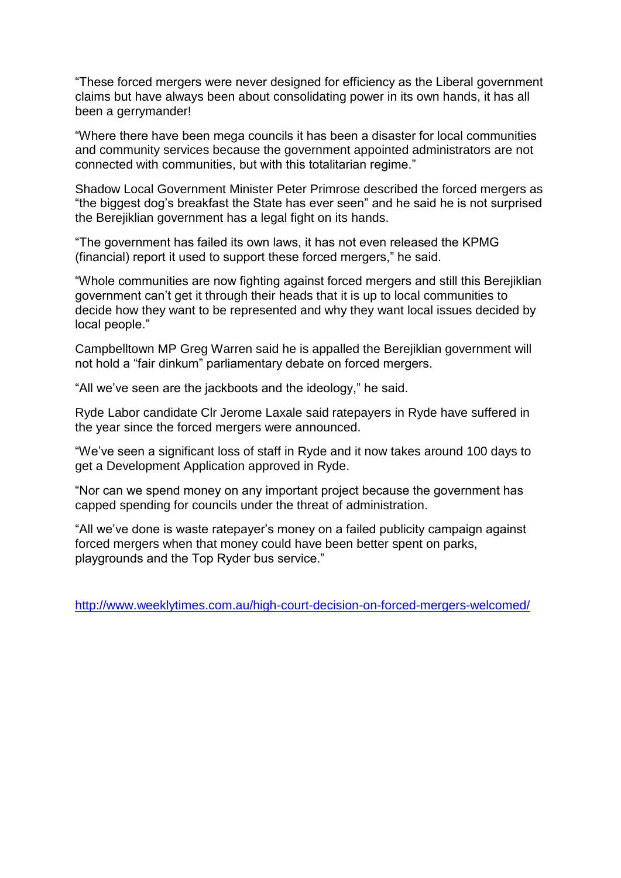"These forced mergers were never designed for efficiency as the Liberal government claims but have always been about consolidating power in its own hands, it has all been a gerrymander!

"Where there have been mega councils it has been a disaster for local communities and community services because the government appointed administrators are not connected with communities, but with this totalitarian regime."

Shadow Local Government Minister Peter Primrose described the forced mergers as "the biggest dog's breakfast the State has ever seen" and he said he is not surprised the Berejiklian government has a legal fight on its hands.

"The government has failed its own laws, it has not even released the KPMG (financial) report it used to support these forced mergers," he said.

"Whole communities are now fighting against forced mergers and still this Berejiklian government can't get it through their heads that it is up to local communities to decide how they want to be represented and why they want local issues decided by local people."

Campbelltown MP Greg Warren said he is appalled the Berejiklian government will not hold a "fair dinkum" parliamentary debate on forced mergers.

"All we've seen are the jackboots and the ideology," he said.

Ryde Labor candidate Clr Jerome Laxale said ratepayers in Ryde have suffered in the year since the forced mergers were announced.

"We've seen a significant loss of staff in Ryde and it now takes around 100 days to get a Development Application approved in Ryde.

"Nor can we spend money on any important project because the government has capped spending for councils under the threat of administration.

"All we've done is waste ratepayer's money on a failed publicity campaign against forced mergers when that money could have been better spent on parks, playgrounds and the Top Ryder bus service."

http://www.weeklytimes.com.au/high-court-decision-on-forced-mergers-welcomed/